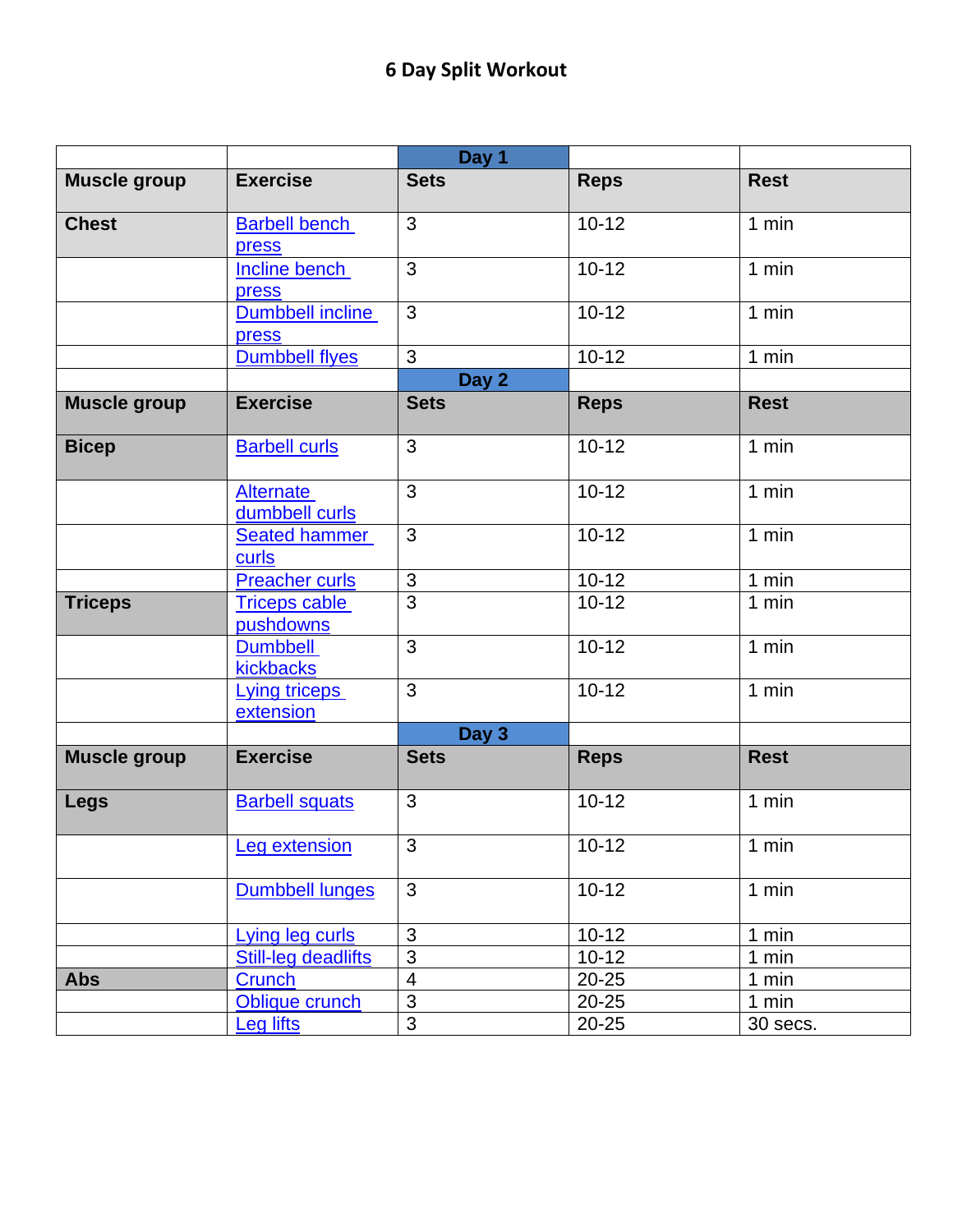# 6 Day Split Workout

| | | Day 1 | | |
|---|---|---|---|---|
| **Muscle group** | **Exercise** | **Sets** | **Reps** | **Rest** |
| **Chest** | Barbell bench press | 3 | 10-12 | 1 min |
| | Incline bench press | 3 | 10-12 | 1 min |
| | Dumbbell incline press | 3 | 10-12 | 1 min |
| | Dumbbell flyes | 3 | 10-12 | 1 min |
| | | **Day 2** | | |
| **Muscle group** | **Exercise** | **Sets** | **Reps** | **Rest** |
| **Bicep** | Barbell curls | 3 | 10-12 | 1 min |
| | Alternate dumbbell curls | 3 | 10-12 | 1 min |
| | Seated hammer curls | 3 | 10-12 | 1 min |
| | Preacher curls | 3 | 10-12 | 1 min |
| **Triceps** | Triceps cable pushdowns | 3 | 10-12 | 1 min |
| | Dumbbell kickbacks | 3 | 10-12 | 1 min |
| | Lying triceps extension | 3 | 10-12 | 1 min |
| | | **Day 3** | | |
| **Muscle group** | **Exercise** | **Sets** | **Reps** | **Rest** |
| **Legs** | Barbell squats | 3 | 10-12 | 1 min |
| | Leg extension | 3 | 10-12 | 1 min |
| | Dumbbell lunges | 3 | 10-12 | 1 min |
| | Lying leg curls | 3 | 10-12 | 1 min |
| | Still-leg deadlifts | 3 | 10-12 | 1 min |
| **Abs** | Crunch | 4 | 20-25 | 1 min |
| | Oblique crunch | 3 | 20-25 | 1 min |
| | Leg lifts | 3 | 20-25 | 30 secs. |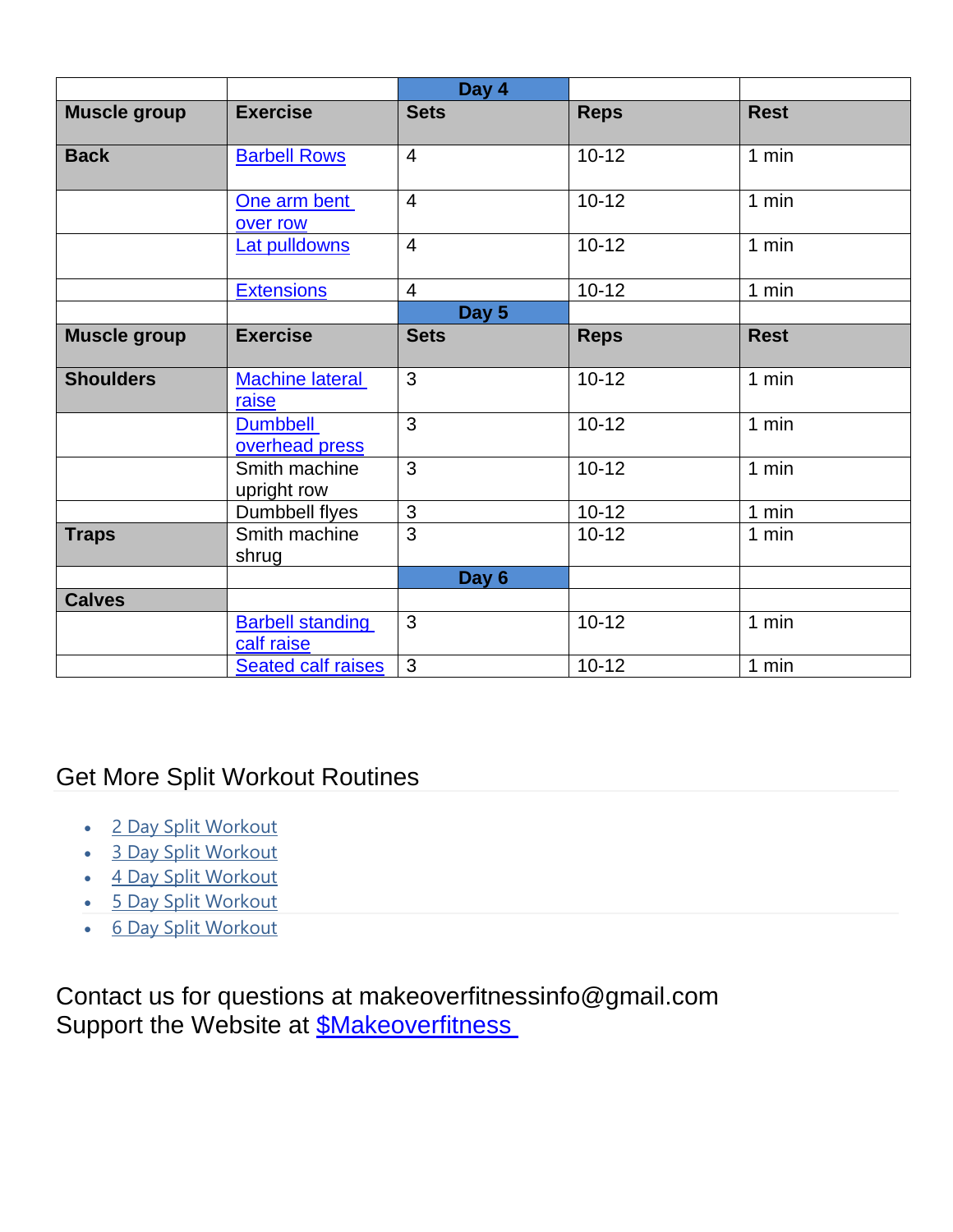| | | Day 4 | | |
|---|---|---|---|---|
| **Muscle group** | **Exercise** | **Sets** | **Reps** | **Rest** |
| **Back** | Barbell Rows | 4 | 10-12 | 1 min |
| | One arm bent over row | 4 | 10-12 | 1 min |
| | Lat pulldowns | 4 | 10-12 | 1 min |
| | Extensions | 4 | 10-12 | 1 min |
| | | **Day 5** | | |
| **Muscle group** | **Exercise** | **Sets** | **Reps** | **Rest** |
| **Shoulders** | Machine lateral raise | 3 | 10-12 | 1 min |
| | Dumbbell overhead press | 3 | 10-12 | 1 min |
| | Smith machine upright row | 3 | 10-12 | 1 min |
| | Dumbbell flyes | 3 | 10-12 | 1 min |
| **Traps** | Smith machine shrug | 3 | 10-12 | 1 min |
| | | **Day 6** | | |
| **Calves** | | | | |
| | Barbell standing calf raise | 3 | 10-12 | 1 min |
| | Seated calf raises | 3 | 10-12 | 1 min |

## Get More Split Workout Routines

- 2 Day Split Workout
- 3 Day Split Workout
- 4 Day Split Workout
- 5 Day Split Workout
- 6 Day Split Workout

Contact us for questions at makeoverfitnessinfo@gmail.com
Support the Website at $Makeoverfitness